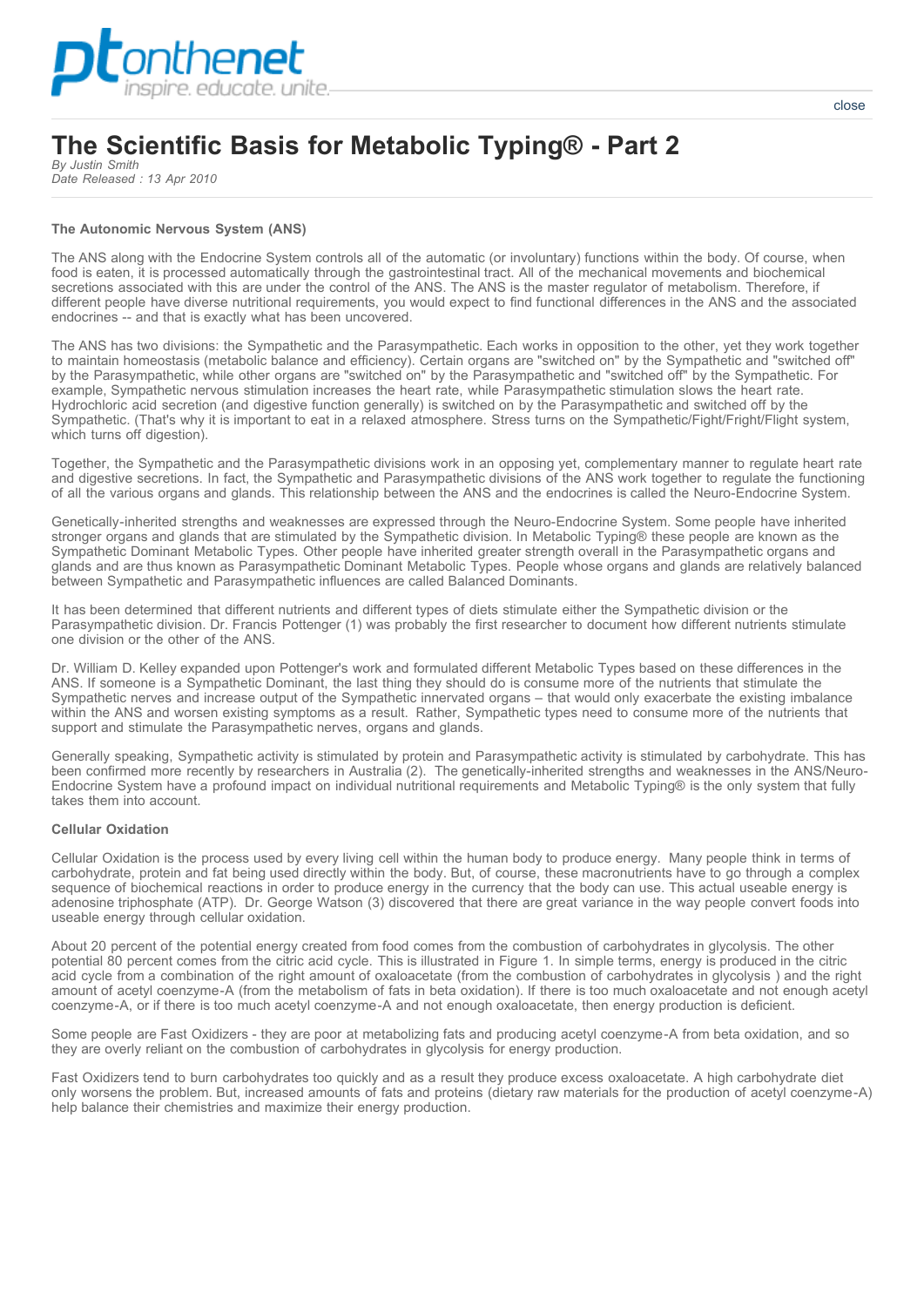# The Scientific Basis for Metabolic Typing® - Part 2

*By Justin Smith*
*Date Released : 13 Apr 2010*

**The Autonomic Nervous System (ANS)**

The ANS along with the Endocrine System controls all of the automatic (or involuntary) functions within the body. Of course, when food is eaten, it is processed automatically through the gastrointestinal tract. All of the mechanical movements and biochemical secretions associated with this are under the control of the ANS. The ANS is the master regulator of metabolism. Therefore, if different people have diverse nutritional requirements, you would expect to find functional differences in the ANS and the associated endocrines -- and that is exactly what has been uncovered.

The ANS has two divisions: the Sympathetic and the Parasympathetic. Each works in opposition to the other, yet they work together to maintain homeostasis (metabolic balance and efficiency). Certain organs are "switched on" by the Sympathetic and "switched off" by the Parasympathetic, while other organs are "switched on" by the Parasympathetic and "switched off" by the Sympathetic. For example, Sympathetic nervous stimulation increases the heart rate, while Parasympathetic stimulation slows the heart rate. Hydrochloric acid secretion (and digestive function generally) is switched on by the Parasympathetic and switched off by the Sympathetic. (That's why it is important to eat in a relaxed atmosphere. Stress turns on the Sympathetic/Fight/Fright/Flight system, which turns off digestion).

Together, the Sympathetic and the Parasympathetic divisions work in an opposing yet, complementary manner to regulate heart rate and digestive secretions. In fact, the Sympathetic and Parasympathetic divisions of the ANS work together to regulate the functioning of all the various organs and glands. This relationship between the ANS and the endocrines is called the Neuro-Endocrine System.

Genetically-inherited strengths and weaknesses are expressed through the Neuro-Endocrine System. Some people have inherited stronger organs and glands that are stimulated by the Sympathetic division. In Metabolic Typing® these people are known as the Sympathetic Dominant Metabolic Types. Other people have inherited greater strength overall in the Parasympathetic organs and glands and are thus known as Parasympathetic Dominant Metabolic Types. People whose organs and glands are relatively balanced between Sympathetic and Parasympathetic influences are called Balanced Dominants.

It has been determined that different nutrients and different types of diets stimulate either the Sympathetic division or the Parasympathetic division. Dr. Francis Pottenger (1) was probably the first researcher to document how different nutrients stimulate one division or the other of the ANS.

Dr. William D. Kelley expanded upon Pottenger's work and formulated different Metabolic Types based on these differences in the ANS. If someone is a Sympathetic Dominant, the last thing they should do is consume more of the nutrients that stimulate the Sympathetic nerves and increase output of the Sympathetic innervated organs – that would only exacerbate the existing imbalance within the ANS and worsen existing symptoms as a result. Rather, Sympathetic types need to consume more of the nutrients that support and stimulate the Parasympathetic nerves, organs and glands.

Generally speaking, Sympathetic activity is stimulated by protein and Parasympathetic activity is stimulated by carbohydrate. This has been confirmed more recently by researchers in Australia (2). The genetically-inherited strengths and weaknesses in the ANS/Neuro-Endocrine System have a profound impact on individual nutritional requirements and Metabolic Typing® is the only system that fully takes them into account.

**Cellular Oxidation**

Cellular Oxidation is the process used by every living cell within the human body to produce energy. Many people think in terms of carbohydrate, protein and fat being used directly within the body. But, of course, these macronutrients have to go through a complex sequence of biochemical reactions in order to produce energy in the currency that the body can use. This actual useable energy is adenosine triphosphate (ATP). Dr. George Watson (3) discovered that there are great variance in the way people convert foods into useable energy through cellular oxidation.

About 20 percent of the potential energy created from food comes from the combustion of carbohydrates in glycolysis. The other potential 80 percent comes from the citric acid cycle. This is illustrated in Figure 1. In simple terms, energy is produced in the citric acid cycle from a combination of the right amount of oxaloacetate (from the combustion of carbohydrates in glycolysis ) and the right amount of acetyl coenzyme-A (from the metabolism of fats in beta oxidation). If there is too much oxaloacetate and not enough acetyl coenzyme-A, or if there is too much acetyl coenzyme-A and not enough oxaloacetate, then energy production is deficient.

Some people are Fast Oxidizers - they are poor at metabolizing fats and producing acetyl coenzyme-A from beta oxidation, and so they are overly reliant on the combustion of carbohydrates in glycolysis for energy production.

Fast Oxidizers tend to burn carbohydrates too quickly and as a result they produce excess oxaloacetate. A high carbohydrate diet only worsens the problem. But, increased amounts of fats and proteins (dietary raw materials for the production of acetyl coenzyme-A) help balance their chemistries and maximize their energy production.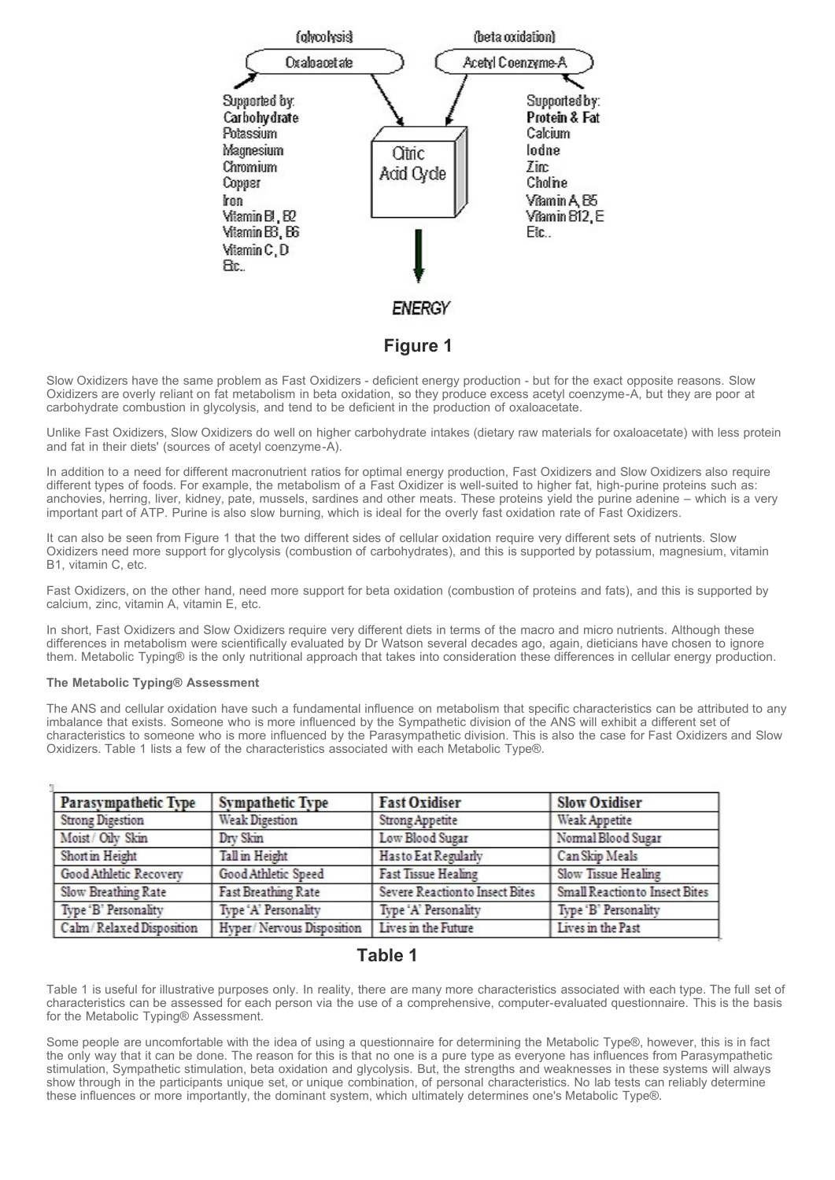(glycolysis) (beta oxidation)

Oxaloacetate — Acetyl Coenzyme-A

Supported by:
**Carbohydrate**
Potassium
Magnesium
Chromium
Copper
Iron
Vitamin B1, B2
Vitamin B3, B6
Vitamin C, D
Etc..

Citric Acid Cycle

Supported by:
**Protein & Fat**
Calcium
Iodine
Zinc
Choline
Vitamin A, B5
Vitamin B12, E
Etc..

*ENERGY*

**Figure 1**

Slow Oxidizers have the same problem as Fast Oxidizers - deficient energy production - but for the exact opposite reasons. Slow Oxidizers are overly reliant on fat metabolism in beta oxidation, so they produce excess acetyl coenzyme-A, but they are poor at carbohydrate combustion in glycolysis, and tend to be deficient in the production of oxaloacetate.

Unlike Fast Oxidizers, Slow Oxidizers do well on higher carbohydrate intakes (dietary raw materials for oxaloacetate) with less protein and fat in their diets' (sources of acetyl coenzyme-A).

In addition to a need for different macronutrient ratios for optimal energy production, Fast Oxidizers and Slow Oxidizers also require different types of foods. For example, the metabolism of a Fast Oxidizer is well-suited to higher fat, high-purine proteins such as: anchovies, herring, liver, kidney, pate, mussels, sardines and other meats. These proteins yield the purine adenine – which is a very important part of ATP. Purine is also slow burning, which is ideal for the overly fast oxidation rate of Fast Oxidizers.

It can also be seen from Figure 1 that the two different sides of cellular oxidation require very different sets of nutrients. Slow Oxidizers need more support for glycolysis (combustion of carbohydrates), and this is supported by potassium, magnesium, vitamin B1, vitamin C, etc.

Fast Oxidizers, on the other hand, need more support for beta oxidation (combustion of proteins and fats), and this is supported by calcium, zinc, vitamin A, vitamin E, etc.

In short, Fast Oxidizers and Slow Oxidizers require very different diets in terms of the macro and micro nutrients. Although these differences in metabolism were scientifically evaluated by Dr Watson several decades ago, again, dieticians have chosen to ignore them. Metabolic Typing® is the only nutritional approach that takes into consideration these differences in cellular energy production.

**The Metabolic Typing® Assessment**

The ANS and cellular oxidation have such a fundamental influence on metabolism that specific characteristics can be attributed to any imbalance that exists. Someone who is more influenced by the Sympathetic division of the ANS will exhibit a different set of characteristics to someone who is more influenced by the Parasympathetic division. This is also the case for Fast Oxidizers and Slow Oxidizers. Table 1 lists a few of the characteristics associated with each Metabolic Type®.

| Parasympathetic Type | Sympathetic Type | Fast Oxidiser | Slow Oxidiser |
|---|---|---|---|
| Strong Digestion | Weak Digestion | Strong Appetite | Weak Appetite |
| Moist / Oily Skin | Dry Skin | Low Blood Sugar | Normal Blood Sugar |
| Short in Height | Tall in Height | Has to Eat Regularly | Can Skip Meals |
| Good Athletic Recovery | Good Athletic Speed | Fast Tissue Healing | Slow Tissue Healing |
| Slow Breathing Rate | Fast Breathing Rate | Severe Reaction to Insect Bites | Small Reaction to Insect Bites |
| Type 'B' Personality | Type 'A' Personality | Type 'A' Personality | Type 'B' Personality |
| Calm / Relaxed Disposition | Hyper / Nervous Disposition | Lives in the Future | Lives in the Past |

**Table 1**

Table 1 is useful for illustrative purposes only. In reality, there are many more characteristics associated with each type. The full set of characteristics can be assessed for each person via the use of a comprehensive, computer-evaluated questionnaire. This is the basis for the Metabolic Typing® Assessment.

Some people are uncomfortable with the idea of using a questionnaire for determining the Metabolic Type®, however, this is in fact the only way that it can be done. The reason for this is that no one is a pure type as everyone has influences from Parasympathetic stimulation, Sympathetic stimulation, beta oxidation and glycolysis. But, the strengths and weaknesses in these systems will always show through in the participants unique set, or unique combination, of personal characteristics. No lab tests can reliably determine these influences or more importantly, the dominant system, which ultimately determines one's Metabolic Type®.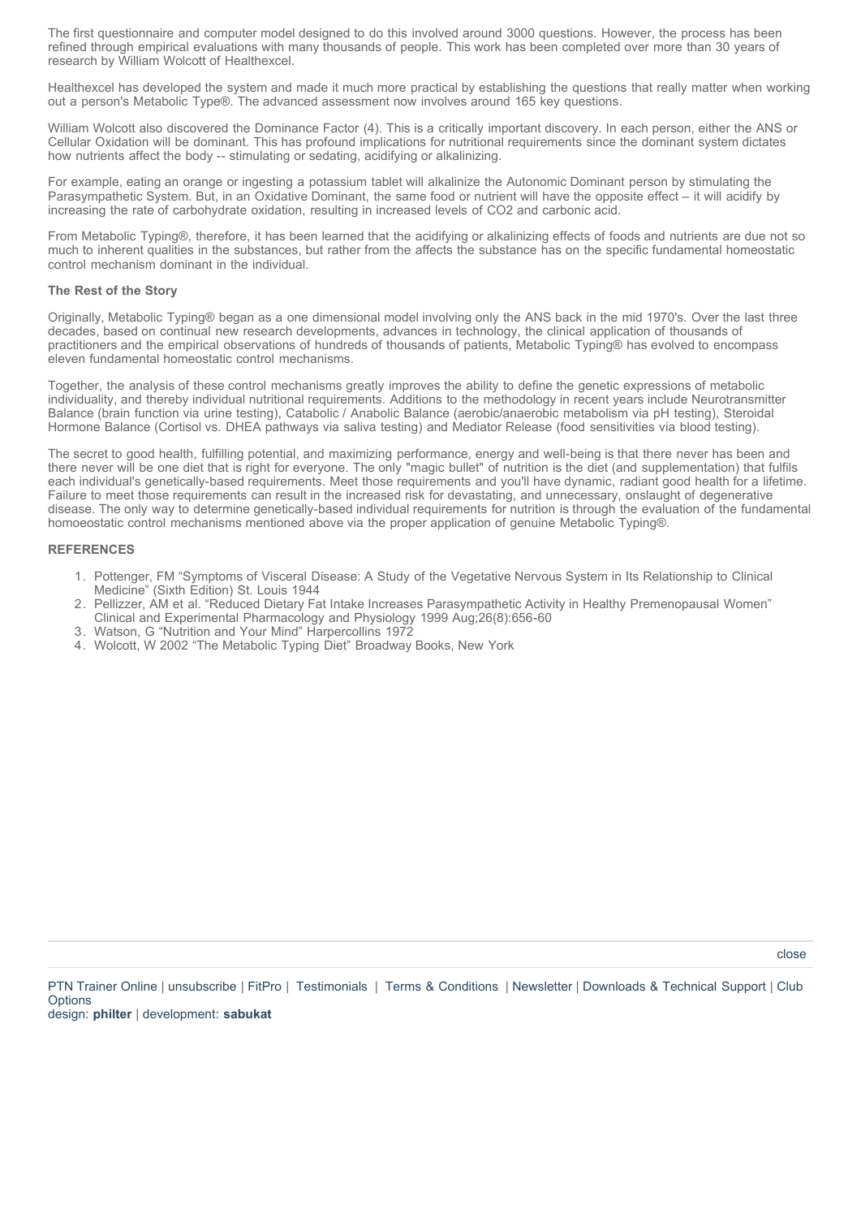The first questionnaire and computer model designed to do this involved around 3000 questions. However, the process has been refined through empirical evaluations with many thousands of people. This work has been completed over more than 30 years of research by William Wolcott of Healthexcel.

Healthexcel has developed the system and made it much more practical by establishing the questions that really matter when working out a person's Metabolic Type®. The advanced assessment now involves around 165 key questions.

William Wolcott also discovered the Dominance Factor (4). This is a critically important discovery. In each person, either the ANS or Cellular Oxidation will be dominant. This has profound implications for nutritional requirements since the dominant system dictates how nutrients affect the body -- stimulating or sedating, acidifying or alkalinizing.

For example, eating an orange or ingesting a potassium tablet will alkalinize the Autonomic Dominant person by stimulating the Parasympathetic System. But, in an Oxidative Dominant, the same food or nutrient will have the opposite effect – it will acidify by increasing the rate of carbohydrate oxidation, resulting in increased levels of $CO_2$ and carbonic acid.

From Metabolic Typing®, therefore, it has been learned that the acidifying or alkalinizing effects of foods and nutrients are due not so much to inherent qualities in the substances, but rather from the affects the substance has on the specific fundamental homeostatic control mechanism dominant in the individual.

**The Rest of the Story**

Originally, Metabolic Typing® began as a one dimensional model involving only the ANS back in the mid 1970's. Over the last three decades, based on continual new research developments, advances in technology, the clinical application of thousands of practitioners and the empirical observations of hundreds of thousands of patients, Metabolic Typing® has evolved to encompass eleven fundamental homeostatic control mechanisms.

Together, the analysis of these control mechanisms greatly improves the ability to define the genetic expressions of metabolic individuality, and thereby individual nutritional requirements. Additions to the methodology in recent years include Neurotransmitter Balance (brain function via urine testing), Catabolic / Anabolic Balance (aerobic/anaerobic metabolism via pH testing), Steroidal Hormone Balance (Cortisol vs. DHEA pathways via saliva testing) and Mediator Release (food sensitivities via blood testing).

The secret to good health, fulfilling potential, and maximizing performance, energy and well-being is that there never has been and there never will be one diet that is right for everyone. The only "magic bullet" of nutrition is the diet (and supplementation) that fulfils each individual's genetically-based requirements. Meet those requirements and you'll have dynamic, radiant good health for a lifetime. Failure to meet those requirements can result in the increased risk for devastating, and unnecessary, onslaught of degenerative disease. The only way to determine genetically-based individual requirements for nutrition is through the evaluation of the fundamental homoeostatic control mechanisms mentioned above via the proper application of genuine Metabolic Typing®.

**REFERENCES**

1. Pottenger, FM "Symptoms of Visceral Disease: A Study of the Vegetative Nervous System in Its Relationship to Clinical Medicine" (Sixth Edition) St. Louis 1944
2. Pellizzer, AM et al. "Reduced Dietary Fat Intake Increases Parasympathetic Activity in Healthy Premenopausal Women" Clinical and Experimental Pharmacology and Physiology 1999 Aug;26(8):656-60
3. Watson, G "Nutrition and Your Mind" Harpercollins 1972
4. Wolcott, W 2002 "The Metabolic Typing Diet" Broadway Books, New York

close

PTN Trainer Online | unsubscribe | FitPro | Testimonials | Terms & Conditions | Newsletter | Downloads & Technical Support | Club Options
design: **philter** | development: **sabukat**